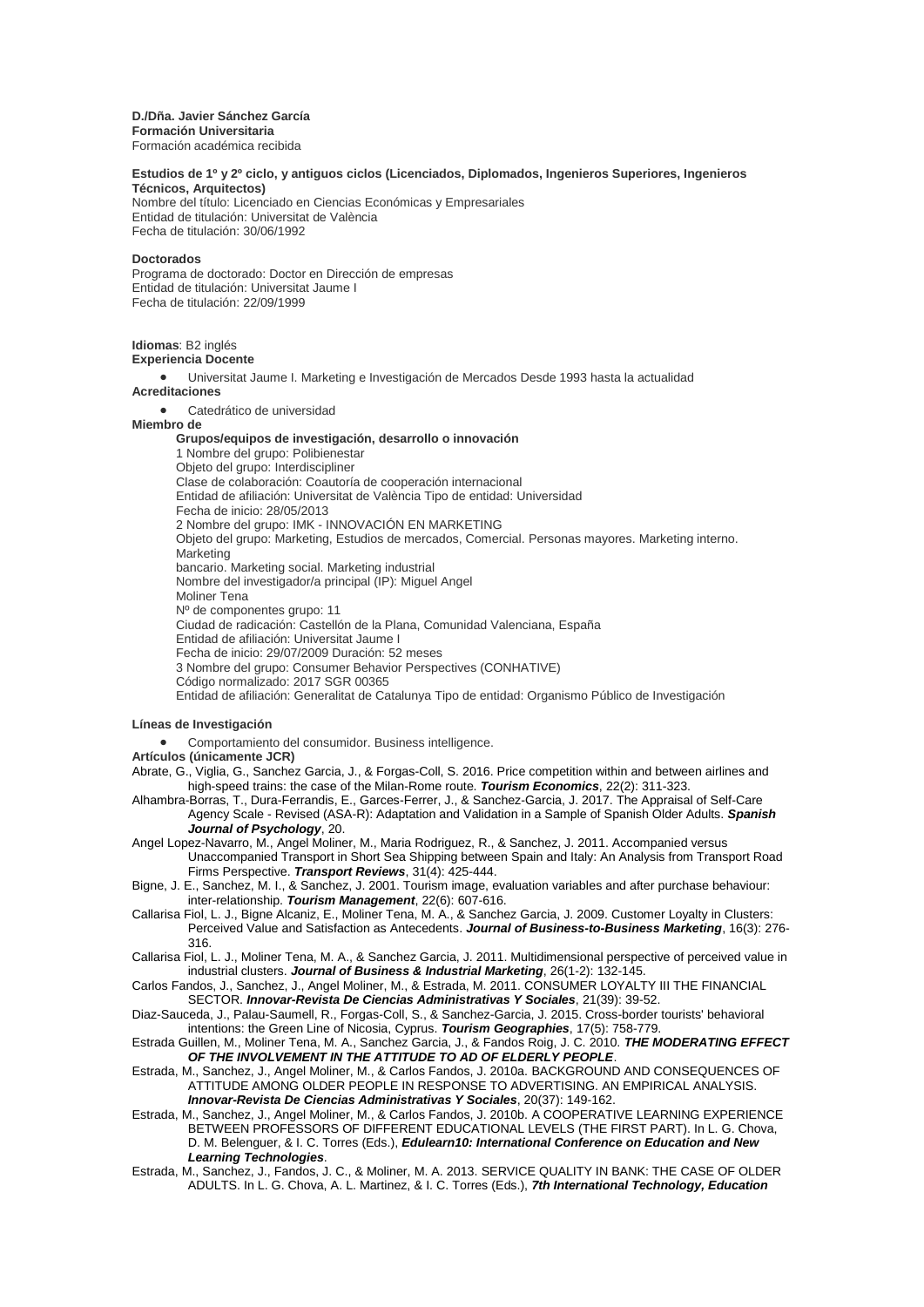**D./Dña. Javier Sánchez García**
**Formación Universitaria**
Formación académica recibida

**Estudios de 1º y 2º ciclo, y antiguos ciclos (Licenciados, Diplomados, Ingenieros Superiores, Ingenieros Técnicos, Arquitectos)**
Nombre del título: Licenciado en Ciencias Económicas y Empresariales
Entidad de titulación: Universitat de València
Fecha de titulación: 30/06/1992

**Doctorados**
Programa de doctorado: Doctor en Dirección de empresas
Entidad de titulación: Universitat Jaume I
Fecha de titulación: 22/09/1999

**Idiomas**: B2 inglés
**Experiencia Docente**

- Universitat Jaume I. Marketing e Investigación de Mercados Desde 1993 hasta la actualidad

**Acreditaciones**

- Catedrático de universidad

**Miembro de**

**Grupos/equipos de investigación, desarrollo o innovación**
1 Nombre del grupo: Polibienestar
Objeto del grupo: Interdiscipliner
Clase de colaboración: Coautoría de cooperación internacional
Entidad de afiliación: Universitat de València Tipo de entidad: Universidad
Fecha de inicio: 28/05/2013
2 Nombre del grupo: IMK - INNOVACIÓN EN MARKETING
Objeto del grupo: Marketing, Estudios de mercados, Comercial. Personas mayores. Marketing interno. Marketing
bancario. Marketing social. Marketing industrial
Nombre del investigador/a principal (IP): Miguel Angel
Moliner Tena
Nº de componentes grupo: 11
Ciudad de radicación: Castellón de la Plana, Comunidad Valenciana, España
Entidad de afiliación: Universitat Jaume I
Fecha de inicio: 29/07/2009 Duración: 52 meses
3 Nombre del grupo: Consumer Behavior Perspectives (CONHATIVE)
Código normalizado: 2017 SGR 00365
Entidad de afiliación: Generalitat de Catalunya Tipo de entidad: Organismo Público de Investigación

**Líneas de Investigación**

- Comportamiento del consumidor. Business intelligence.

**Artículos (únicamente JCR)**

Abrate, G., Viglia, G., Sanchez Garcia, J., & Forgas-Coll, S. 2016. Price competition within and between airlines and high-speed trains: the case of the Milan-Rome route. ***Tourism Economics***, 22(2): 311-323.

Alhambra-Borras, T., Dura-Ferrandis, E., Garces-Ferrer, J., & Sanchez-Garcia, J. 2017. The Appraisal of Self-Care Agency Scale - Revised (ASA-R): Adaptation and Validation in a Sample of Spanish Older Adults. ***Spanish Journal of Psychology***, 20.

Angel Lopez-Navarro, M., Angel Moliner, M., Maria Rodriguez, R., & Sanchez, J. 2011. Accompanied versus Unaccompanied Transport in Short Sea Shipping between Spain and Italy: An Analysis from Transport Road Firms Perspective. ***Transport Reviews***, 31(4): 425-444.

Bigne, J. E., Sanchez, M. I., & Sanchez, J. 2001. Tourism image, evaluation variables and after purchase behaviour: inter-relationship. ***Tourism Management***, 22(6): 607-616.

Callarisa Fiol, L. J., Bigne Alcaniz, E., Moliner Tena, M. A., & Sanchez Garcia, J. 2009. Customer Loyalty in Clusters: Perceived Value and Satisfaction as Antecedents. ***Journal of Business-to-Business Marketing***, 16(3): 276-316.

Callarisa Fiol, L. J., Moliner Tena, M. A., & Sanchez Garcia, J. 2011. Multidimensional perspective of perceived value in industrial clusters. ***Journal of Business & Industrial Marketing***, 26(1-2): 132-145.

Carlos Fandos, J., Sanchez, J., Angel Moliner, M., & Estrada, M. 2011. CONSUMER LOYALTY III THE FINANCIAL SECTOR. ***Innovar-Revista De Ciencias Administrativas Y Sociales***, 21(39): 39-52.

Diaz-Sauceda, J., Palau-Saumell, R., Forgas-Coll, S., & Sanchez-Garcia, J. 2015. Cross-border tourists' behavioral intentions: the Green Line of Nicosia, Cyprus. ***Tourism Geographies***, 17(5): 758-779.

Estrada Guillen, M., Moliner Tena, M. A., Sanchez Garcia, J., & Fandos Roig, J. C. 2010. ***THE MODERATING EFFECT OF THE INVOLVEMENT IN THE ATTITUDE TO AD OF ELDERLY PEOPLE***.

Estrada, M., Sanchez, J., Angel Moliner, M., & Carlos Fandos, J. 2010a. BACKGROUND AND CONSEQUENCES OF ATTITUDE AMONG OLDER PEOPLE IN RESPONSE TO ADVERTISING. AN EMPIRICAL ANALYSIS. ***Innovar-Revista De Ciencias Administrativas Y Sociales***, 20(37): 149-162.

Estrada, M., Sanchez, J., Angel Moliner, M., & Carlos Fandos, J. 2010b. A COOPERATIVE LEARNING EXPERIENCE BETWEEN PROFESSORS OF DIFFERENT EDUCATIONAL LEVELS (THE FIRST PART). In L. G. Chova, D. M. Belenguer, & I. C. Torres (Eds.), ***Edulearn10: International Conference on Education and New Learning Technologies***.

Estrada, M., Sanchez, J., Fandos, J. C., & Moliner, M. A. 2013. SERVICE QUALITY IN BANK: THE CASE OF OLDER ADULTS. In L. G. Chova, A. L. Martinez, & I. C. Torres (Eds.), ***7th International Technology, Education***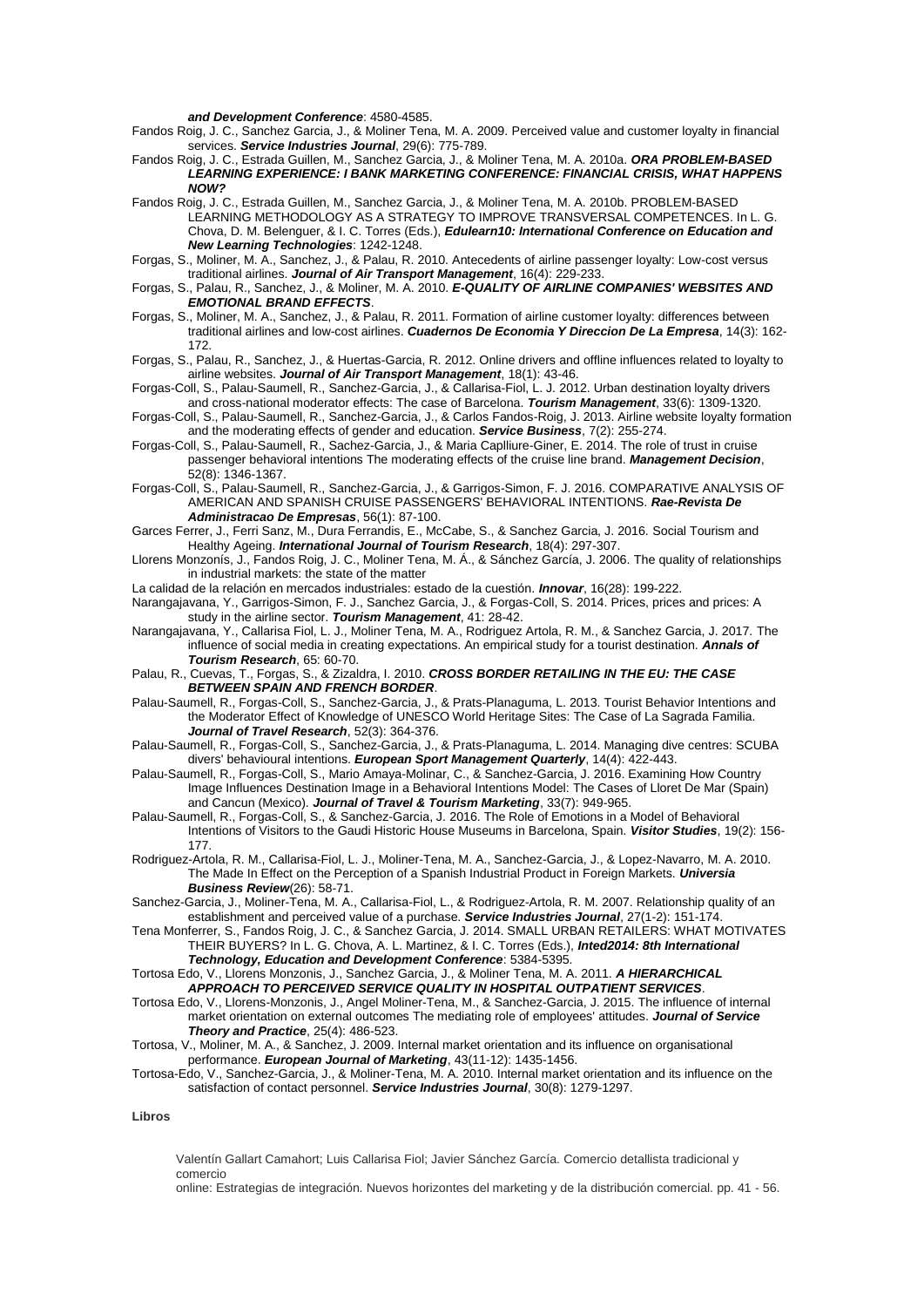***and Development Conference***: 4580-4585.

Fandos Roig, J. C., Sanchez Garcia, J., & Moliner Tena, M. A. 2009. Perceived value and customer loyalty in financial services. ***Service Industries Journal***, 29(6): 775-789.

Fandos Roig, J. C., Estrada Guillen, M., Sanchez Garcia, J., & Moliner Tena, M. A. 2010a. ***ORA PROBLEM-BASED LEARNING EXPERIENCE: I BANK MARKETING CONFERENCE: FINANCIAL CRISIS, WHAT HAPPENS NOW?***

Fandos Roig, J. C., Estrada Guillen, M., Sanchez Garcia, J., & Moliner Tena, M. A. 2010b. PROBLEM-BASED LEARNING METHODOLOGY AS A STRATEGY TO IMPROVE TRANSVERSAL COMPETENCES. In L. G. Chova, D. M. Belenguer, & I. C. Torres (Eds.), ***Edulearn10: International Conference on Education and New Learning Technologies***: 1242-1248.

Forgas, S., Moliner, M. A., Sanchez, J., & Palau, R. 2010. Antecedents of airline passenger loyalty: Low-cost versus traditional airlines. ***Journal of Air Transport Management***, 16(4): 229-233.

Forgas, S., Palau, R., Sanchez, J., & Moliner, M. A. 2010. ***E-QUALITY OF AIRLINE COMPANIES' WEBSITES AND EMOTIONAL BRAND EFFECTS***.

Forgas, S., Moliner, M. A., Sanchez, J., & Palau, R. 2011. Formation of airline customer loyalty: differences between traditional airlines and low-cost airlines. ***Cuadernos De Economia Y Direccion De La Empresa***, 14(3): 162-172.

Forgas, S., Palau, R., Sanchez, J., & Huertas-Garcia, R. 2012. Online drivers and offline influences related to loyalty to airline websites. ***Journal of Air Transport Management***, 18(1): 43-46.

Forgas-Coll, S., Palau-Saumell, R., Sanchez-Garcia, J., & Callarisa-Fiol, L. J. 2012. Urban destination loyalty drivers and cross-national moderator effects: The case of Barcelona. ***Tourism Management***, 33(6): 1309-1320.

Forgas-Coll, S., Palau-Saumell, R., Sanchez-Garcia, J., & Carlos Fandos-Roig, J. 2013. Airline website loyalty formation and the moderating effects of gender and education. ***Service Business***, 7(2): 255-274.

Forgas-Coll, S., Palau-Saumell, R., Sachez-Garcia, J., & Maria Caplliure-Giner, E. 2014. The role of trust in cruise passenger behavioral intentions The moderating effects of the cruise line brand. ***Management Decision***, 52(8): 1346-1367.

Forgas-Coll, S., Palau-Saumell, R., Sanchez-Garcia, J., & Garrigos-Simon, F. J. 2016. COMPARATIVE ANALYSIS OF AMERICAN AND SPANISH CRUISE PASSENGERS' BEHAVIORAL INTENTIONS. ***Rae-Revista De Administracao De Empresas***, 56(1): 87-100.

Garces Ferrer, J., Ferri Sanz, M., Dura Ferrandis, E., McCabe, S., & Sanchez Garcia, J. 2016. Social Tourism and Healthy Ageing. ***International Journal of Tourism Research***, 18(4): 297-307.

Llorens Monzonís, J., Fandos Roig, J. C., Moliner Tena, M. Á., & Sánchez García, J. 2006. The quality of relationships in industrial markets: the state of the matter

La calidad de la relación en mercados industriales: estado de la cuestión. ***Innovar***, 16(28): 199-222.

Narangajavana, Y., Garrigos-Simon, F. J., Sanchez Garcia, J., & Forgas-Coll, S. 2014. Prices, prices and prices: A study in the airline sector. ***Tourism Management***, 41: 28-42.

Narangajavana, Y., Callarisa Fiol, L. J., Moliner Tena, M. A., Rodriguez Artola, R. M., & Sanchez Garcia, J. 2017. The influence of social media in creating expectations. An empirical study for a tourist destination. ***Annals of Tourism Research***, 65: 60-70.

Palau, R., Cuevas, T., Forgas, S., & Zizaldra, I. 2010. ***CROSS BORDER RETAILING IN THE EU: THE CASE BETWEEN SPAIN AND FRENCH BORDER***.

Palau-Saumell, R., Forgas-Coll, S., Sanchez-Garcia, J., & Prats-Planaguma, L. 2013. Tourist Behavior Intentions and the Moderator Effect of Knowledge of UNESCO World Heritage Sites: The Case of La Sagrada Familia. ***Journal of Travel Research***, 52(3): 364-376.

Palau-Saumell, R., Forgas-Coll, S., Sanchez-Garcia, J., & Prats-Planaguma, L. 2014. Managing dive centres: SCUBA divers' behavioural intentions. ***European Sport Management Quarterly***, 14(4): 422-443.

Palau-Saumell, R., Forgas-Coll, S., Mario Amaya-Molinar, C., & Sanchez-Garcia, J. 2016. Examining How Country Image Influences Destination Image in a Behavioral Intentions Model: The Cases of Lloret De Mar (Spain) and Cancun (Mexico). ***Journal of Travel & Tourism Marketing***, 33(7): 949-965.

Palau-Saumell, R., Forgas-Coll, S., & Sanchez-Garcia, J. 2016. The Role of Emotions in a Model of Behavioral Intentions of Visitors to the Gaudi Historic House Museums in Barcelona, Spain. ***Visitor Studies***, 19(2): 156-177.

Rodriguez-Artola, R. M., Callarisa-Fiol, L. J., Moliner-Tena, M. A., Sanchez-Garcia, J., & Lopez-Navarro, M. A. 2010. The Made In Effect on the Perception of a Spanish Industrial Product in Foreign Markets. ***Universia Business Review***(26): 58-71.

Sanchez-Garcia, J., Moliner-Tena, M. A., Callarisa-Fiol, L., & Rodriguez-Artola, R. M. 2007. Relationship quality of an establishment and perceived value of a purchase. ***Service Industries Journal***, 27(1-2): 151-174.

Tena Monferrer, S., Fandos Roig, J. C., & Sanchez Garcia, J. 2014. SMALL URBAN RETAILERS: WHAT MOTIVATES THEIR BUYERS? In L. G. Chova, A. L. Martinez, & I. C. Torres (Eds.), ***Inted2014: 8th International Technology, Education and Development Conference***: 5384-5395.

Tortosa Edo, V., Llorens Monzonis, J., Sanchez Garcia, J., & Moliner Tena, M. A. 2011. ***A HIERARCHICAL APPROACH TO PERCEIVED SERVICE QUALITY IN HOSPITAL OUTPATIENT SERVICES***.

Tortosa Edo, V., Llorens-Monzonis, J., Angel Moliner-Tena, M., & Sanchez-Garcia, J. 2015. The influence of internal market orientation on external outcomes The mediating role of employees' attitudes. ***Journal of Service Theory and Practice***, 25(4): 486-523.

Tortosa, V., Moliner, M. A., & Sanchez, J. 2009. Internal market orientation and its influence on organisational performance. ***European Journal of Marketing***, 43(11-12): 1435-1456.

Tortosa-Edo, V., Sanchez-Garcia, J., & Moliner-Tena, M. A. 2010. Internal market orientation and its influence on the satisfaction of contact personnel. ***Service Industries Journal***, 30(8): 1279-1297.

**Libros**

Valentín Gallart Camahort; Luis Callarisa Fiol; Javier Sánchez García. Comercio detallista tradicional y comercio
online: Estrategias de integración. Nuevos horizontes del marketing y de la distribución comercial. pp. 41 - 56.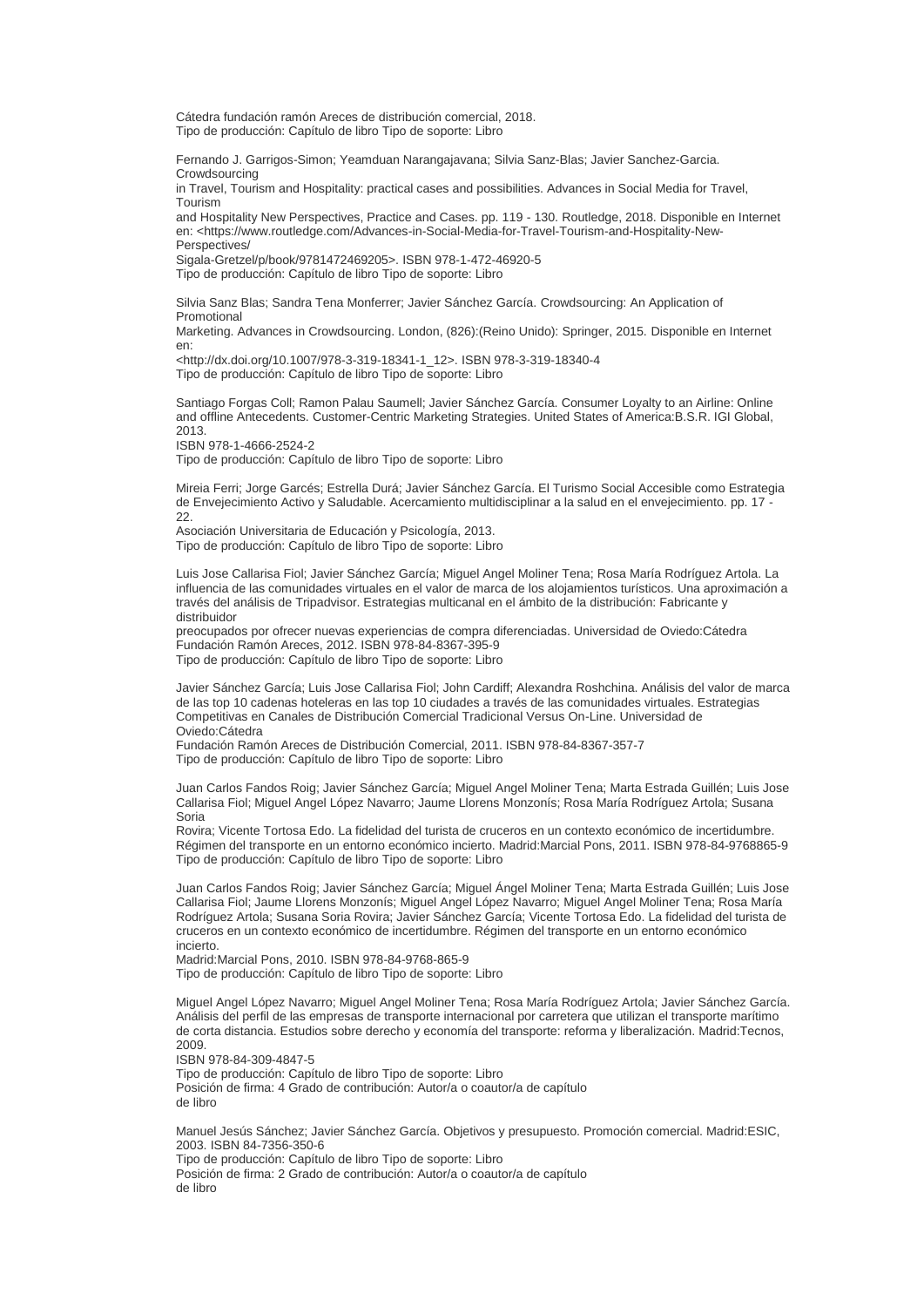Cátedra fundación ramón Areces de distribución comercial, 2018.
Tipo de producción: Capítulo de libro Tipo de soporte: Libro

Fernando J. Garrigos-Simon; Yeamduan Narangajavana; Silvia Sanz-Blas; Javier Sanchez-Garcia. Crowdsourcing in Travel, Tourism and Hospitality: practical cases and possibilities. Advances in Social Media for Travel, Tourism and Hospitality New Perspectives, Practice and Cases. pp. 119 - 130. Routledge, 2018. Disponible en Internet en: <https://www.routledge.com/Advances-in-Social-Media-for-Travel-Tourism-and-Hospitality-New-Perspectives/Sigala-Gretzel/p/book/9781472469205>. ISBN 978-1-472-46920-5
Tipo de producción: Capítulo de libro Tipo de soporte: Libro

Silvia Sanz Blas; Sandra Tena Monferrer; Javier Sánchez García. Crowdsourcing: An Application of Promotional Marketing. Advances in Crowdsourcing. London, (826):(Reino Unido): Springer, 2015. Disponible en Internet en: <http://dx.doi.org/10.1007/978-3-319-18341-1_12>. ISBN 978-3-319-18340-4
Tipo de producción: Capítulo de libro Tipo de soporte: Libro

Santiago Forgas Coll; Ramon Palau Saumell; Javier Sánchez García. Consumer Loyalty to an Airline: Online and offline Antecedents. Customer-Centric Marketing Strategies. United States of America:B.S.R. IGI Global, 2013.
ISBN 978-1-4666-2524-2
Tipo de producción: Capítulo de libro Tipo de soporte: Libro

Mireia Ferri; Jorge Garcés; Estrella Durá; Javier Sánchez García. El Turismo Social Accesible como Estrategia de Envejecimiento Activo y Saludable. Acercamiento multidisciplinar a la salud en el envejecimiento. pp. 17 - 22.
Asociación Universitaria de Educación y Psicología, 2013.
Tipo de producción: Capítulo de libro Tipo de soporte: Libro

Luis Jose Callarisa Fiol; Javier Sánchez García; Miguel Angel Moliner Tena; Rosa María Rodríguez Artola. La influencia de las comunidades virtuales en el valor de marca de los alojamientos turísticos. Una aproximación a través del análisis de Tripadvisor. Estrategias multicanal en el ámbito de la distribución: Fabricante y distribuidor preocupados por ofrecer nuevas experiencias de compra diferenciadas. Universidad de Oviedo:Cátedra Fundación Ramón Areces, 2012. ISBN 978-84-8367-395-9
Tipo de producción: Capítulo de libro Tipo de soporte: Libro

Javier Sánchez García; Luis Jose Callarisa Fiol; John Cardiff; Alexandra Roshchina. Análisis del valor de marca de las top 10 cadenas hoteleras en las top 10 ciudades a través de las comunidades virtuales. Estrategias Competitivas en Canales de Distribución Comercial Tradicional Versus On-Line. Universidad de Oviedo:Cátedra Fundación Ramón Areces de Distribución Comercial, 2011. ISBN 978-84-8367-357-7
Tipo de producción: Capítulo de libro Tipo de soporte: Libro

Juan Carlos Fandos Roig; Javier Sánchez García; Miguel Angel Moliner Tena; Marta Estrada Guillén; Luis Jose Callarisa Fiol; Miguel Angel López Navarro; Jaume Llorens Monzonís; Rosa María Rodríguez Artola; Susana Soria Rovira; Vicente Tortosa Edo. La fidelidad del turista de cruceros en un contexto económico de incertidumbre. Régimen del transporte en un entorno económico incierto. Madrid:Marcial Pons, 2011. ISBN 978-84-9768865-9
Tipo de producción: Capítulo de libro Tipo de soporte: Libro

Juan Carlos Fandos Roig; Javier Sánchez García; Miguel Ángel Moliner Tena; Marta Estrada Guillén; Luis Jose Callarisa Fiol; Jaume Llorens Monzonís; Miguel Angel López Navarro; Miguel Angel Moliner Tena; Rosa María Rodríguez Artola; Susana Soria Rovira; Javier Sánchez García; Vicente Tortosa Edo. La fidelidad del turista de cruceros en un contexto económico de incertidumbre. Régimen del transporte en un entorno económico incierto.
Madrid:Marcial Pons, 2010. ISBN 978-84-9768-865-9
Tipo de producción: Capítulo de libro Tipo de soporte: Libro

Miguel Angel López Navarro; Miguel Angel Moliner Tena; Rosa María Rodríguez Artola; Javier Sánchez García. Análisis del perfil de las empresas de transporte internacional por carretera que utilizan el transporte marítimo de corta distancia. Estudios sobre derecho y economía del transporte: reforma y liberalización. Madrid:Tecnos, 2009.
ISBN 978-84-309-4847-5
Tipo de producción: Capítulo de libro Tipo de soporte: Libro
Posición de firma: 4 Grado de contribución: Autor/a o coautor/a de capítulo de libro

Manuel Jesús Sánchez; Javier Sánchez García. Objetivos y presupuesto. Promoción comercial. Madrid:ESIC, 2003. ISBN 84-7356-350-6
Tipo de producción: Capítulo de libro Tipo de soporte: Libro
Posición de firma: 2 Grado de contribución: Autor/a o coautor/a de capítulo de libro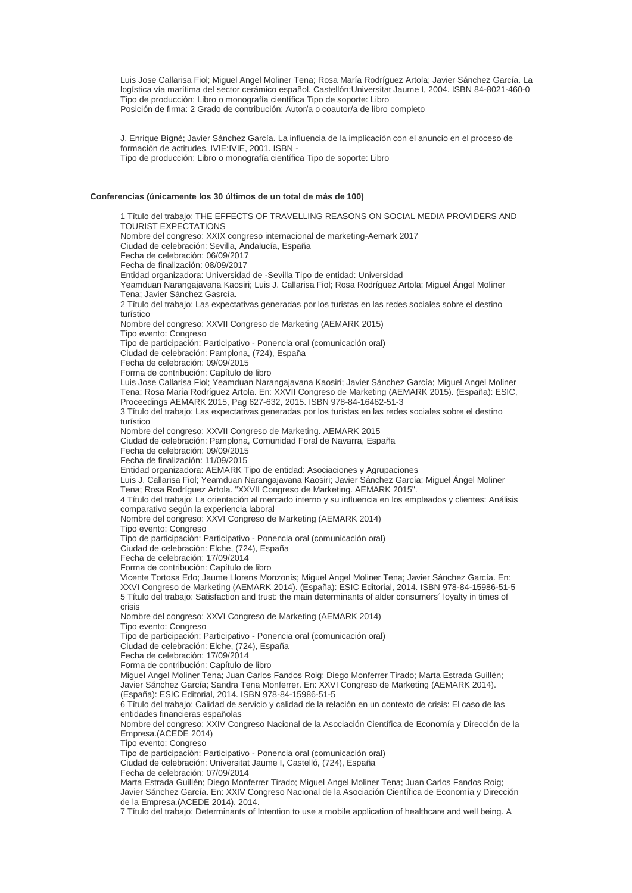Luis Jose Callarisa Fiol; Miguel Angel Moliner Tena; Rosa María Rodríguez Artola; Javier Sánchez García. La logística vía marítima del sector cerámico español. Castellón:Universitat Jaume I, 2004. ISBN 84-8021-460-0
Tipo de producción: Libro o monografía científica Tipo de soporte: Libro
Posición de firma: 2 Grado de contribución: Autor/a o coautor/a de libro completo

J. Enrique Bigné; Javier Sánchez García. La influencia de la implicación con el anuncio en el proceso de formación de actitudes. IVIE:IVIE, 2001. ISBN -
Tipo de producción: Libro o monografía científica Tipo de soporte: Libro

**Conferencias (únicamente los 30 últimos de un total de más de 100)**

1 Título del trabajo: THE EFFECTS OF TRAVELLING REASONS ON SOCIAL MEDIA PROVIDERS AND TOURIST EXPECTATIONS
Nombre del congreso: XXIX congreso internacional de marketing-Aemark 2017
Ciudad de celebración: Sevilla, Andalucía, España
Fecha de celebración: 06/09/2017
Fecha de finalización: 08/09/2017
Entidad organizadora: Universidad de -Sevilla Tipo de entidad: Universidad
Yeamduan Narangajavana Kaosiri; Luis J. Callarisa Fiol; Rosa Rodríguez Artola; Miguel Ángel Moliner Tena; Javier Sánchez Gasrcía.

2 Título del trabajo: Las expectativas generadas por los turistas en las redes sociales sobre el destino turístico
Nombre del congreso: XXVII Congreso de Marketing (AEMARK 2015)
Tipo evento: Congreso
Tipo de participación: Participativo - Ponencia oral (comunicación oral)
Ciudad de celebración: Pamplona, (724), España
Fecha de celebración: 09/09/2015
Forma de contribución: Capítulo de libro
Luis Jose Callarisa Fiol; Yeamduan Narangajavana Kaosiri; Javier Sánchez García; Miguel Angel Moliner Tena; Rosa María Rodríguez Artola. En: XXVII Congreso de Marketing (AEMARK 2015). (España): ESIC, Proceedings AEMARK 2015, Pag 627-632, 2015. ISBN 978-84-16462-51-3

3 Título del trabajo: Las expectativas generadas por los turistas en las redes sociales sobre el destino turístico
Nombre del congreso: XXVII Congreso de Marketing. AEMARK 2015
Ciudad de celebración: Pamplona, Comunidad Foral de Navarra, España
Fecha de celebración: 09/09/2015
Fecha de finalización: 11/09/2015
Entidad organizadora: AEMARK Tipo de entidad: Asociaciones y Agrupaciones
Luis J. Callarisa Fiol; Yeamduan Narangajavana Kaosiri; Javier Sánchez García; Miguel Ángel Moliner Tena; Rosa Rodríguez Artola. "XXVII Congreso de Marketing. AEMARK 2015".

4 Título del trabajo: La orientación al mercado interno y su influencia en los empleados y clientes: Análisis comparativo según la experiencia laboral
Nombre del congreso: XXVI Congreso de Marketing (AEMARK 2014)
Tipo evento: Congreso
Tipo de participación: Participativo - Ponencia oral (comunicación oral)
Ciudad de celebración: Elche, (724), España
Fecha de celebración: 17/09/2014
Forma de contribución: Capítulo de libro
Vicente Tortosa Edo; Jaume Llorens Monzonís; Miguel Angel Moliner Tena; Javier Sánchez García. En: XXVI Congreso de Marketing (AEMARK 2014). (España): ESIC Editorial, 2014. ISBN 978-84-15986-51-5

5 Título del trabajo: Satisfaction and trust: the main determinants of alder consumers´ loyalty in times of crisis
Nombre del congreso: XXVI Congreso de Marketing (AEMARK 2014)
Tipo evento: Congreso
Tipo de participación: Participativo - Ponencia oral (comunicación oral)
Ciudad de celebración: Elche, (724), España
Fecha de celebración: 17/09/2014
Forma de contribución: Capítulo de libro
Miguel Angel Moliner Tena; Juan Carlos Fandos Roig; Diego Monferrer Tirado; Marta Estrada Guillén; Javier Sánchez García; Sandra Tena Monferrer. En: XXVI Congreso de Marketing (AEMARK 2014). (España): ESIC Editorial, 2014. ISBN 978-84-15986-51-5

6 Título del trabajo: Calidad de servicio y calidad de la relación en un contexto de crisis: El caso de las entidades financieras españolas
Nombre del congreso: XXIV Congreso Nacional de la Asociación Científica de Economía y Dirección de la Empresa.(ACEDE 2014)
Tipo evento: Congreso
Tipo de participación: Participativo - Ponencia oral (comunicación oral)
Ciudad de celebración: Universitat Jaume I, Castelló, (724), España
Fecha de celebración: 07/09/2014
Marta Estrada Guillén; Diego Monferrer Tirado; Miguel Angel Moliner Tena; Juan Carlos Fandos Roig; Javier Sánchez García. En: XXIV Congreso Nacional de la Asociación Científica de Economía y Dirección de la Empresa.(ACEDE 2014). 2014.

7 Título del trabajo: Determinants of Intention to use a mobile application of healthcare and well being. A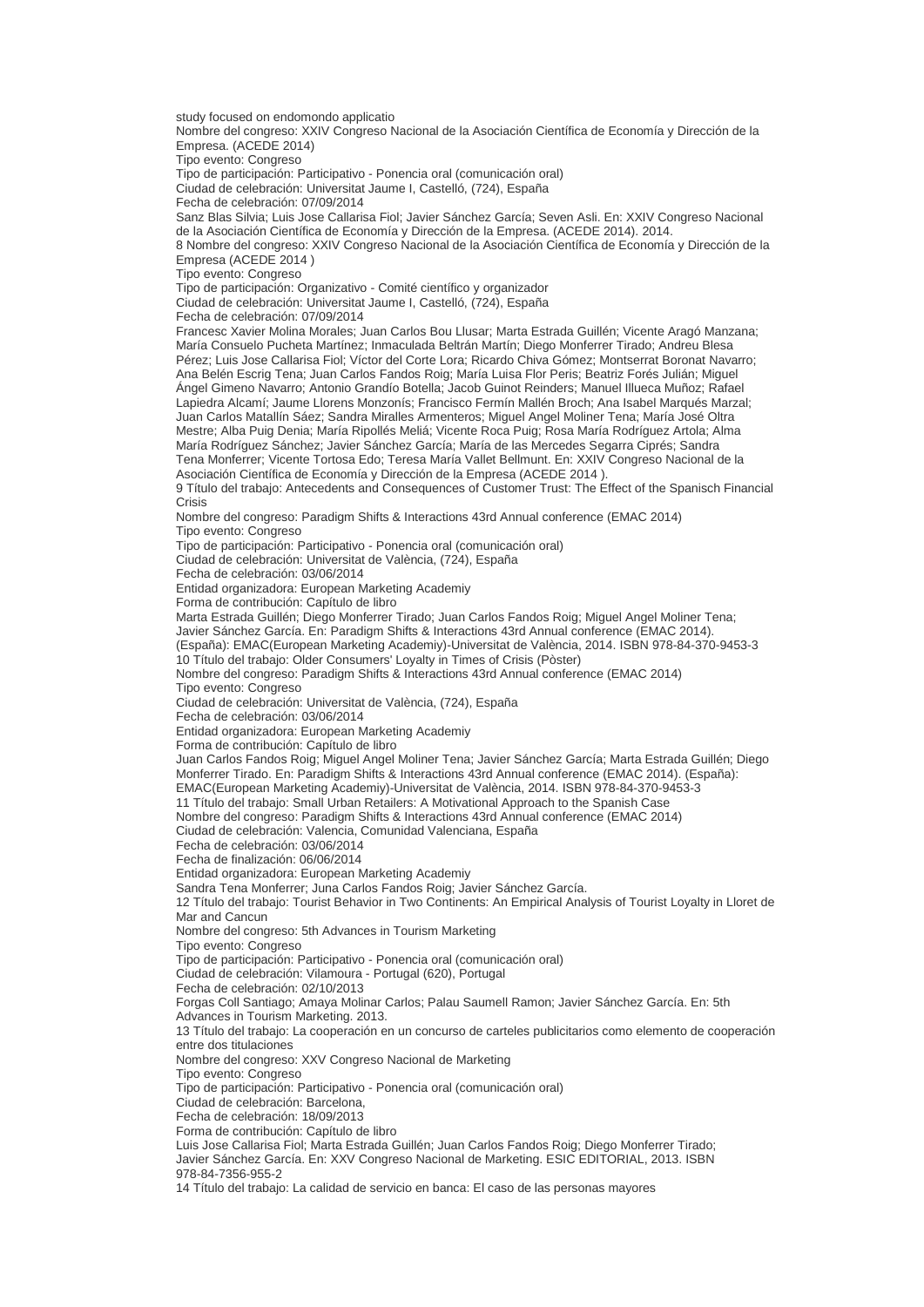study focused on endomondo applicatio

Nombre del congreso: XXIV Congreso Nacional de la Asociación Científica de Economía y Dirección de la Empresa. (ACEDE 2014)
Tipo evento: Congreso
Tipo de participación: Participativo - Ponencia oral (comunicación oral)
Ciudad de celebración: Universitat Jaume I, Castelló, (724), España
Fecha de celebración: 07/09/2014
Sanz Blas Silvia; Luis Jose Callarisa Fiol; Javier Sánchez García; Seven Asli. En: XXIV Congreso Nacional de la Asociación Científica de Economía y Dirección de la Empresa. (ACEDE 2014). 2014.

8 Nombre del congreso: XXIV Congreso Nacional de la Asociación Científica de Economía y Dirección de la Empresa (ACEDE 2014 )
Tipo evento: Congreso
Tipo de participación: Organizativo - Comité científico y organizador
Ciudad de celebración: Universitat Jaume I, Castelló, (724), España
Fecha de celebración: 07/09/2014
Francesc Xavier Molina Morales; Juan Carlos Bou Llusar; Marta Estrada Guillén; Vicente Aragó Manzana; María Consuelo Pucheta Martínez; Inmaculada Beltrán Martín; Diego Monferrer Tirado; Andreu Blesa Pérez; Luis Jose Callarisa Fiol; Víctor del Corte Lora; Ricardo Chiva Gómez; Montserrat Boronat Navarro; Ana Belén Escrig Tena; Juan Carlos Fandos Roig; María Luisa Flor Peris; Beatriz Forés Julián; Miguel Ángel Gimeno Navarro; Antonio Grandío Botella; Jacob Guinot Reinders; Manuel Illueca Muñoz; Rafael Lapiedra Alcamí; Jaume Llorens Monzonís; Francisco Fermín Mallén Broch; Ana Isabel Marqués Marzal; Juan Carlos Matallín Sáez; Sandra Miralles Armenteros; Miguel Angel Moliner Tena; María José Oltra Mestre; Alba Puig Denia; María Ripollés Meliá; Vicente Roca Puig; Rosa María Rodríguez Artola; Alma María Rodríguez Sánchez; Javier Sánchez García; María de las Mercedes Segarra Ciprés; Sandra Tena Monferrer; Vicente Tortosa Edo; Teresa María Vallet Bellmunt. En: XXIV Congreso Nacional de la Asociación Científica de Economía y Dirección de la Empresa (ACEDE 2014 ).

9 Título del trabajo: Antecedents and Consequences of Customer Trust: The Effect of the Spanisch Financial Crisis
Nombre del congreso: Paradigm Shifts & Interactions 43rd Annual conference (EMAC 2014)
Tipo evento: Congreso
Tipo de participación: Participativo - Ponencia oral (comunicación oral)
Ciudad de celebración: Universitat de València, (724), España
Fecha de celebración: 03/06/2014
Entidad organizadora: European Marketing Academiy
Forma de contribución: Capítulo de libro
Marta Estrada Guillén; Diego Monferrer Tirado; Juan Carlos Fandos Roig; Miguel Angel Moliner Tena; Javier Sánchez García. En: Paradigm Shifts & Interactions 43rd Annual conference (EMAC 2014). (España): EMAC(European Marketing Academiy)-Universitat de València, 2014. ISBN 978-84-370-9453-3

10 Título del trabajo: Older Consumers' Loyalty in Times of Crisis (Pòster)
Nombre del congreso: Paradigm Shifts & Interactions 43rd Annual conference (EMAC 2014)
Tipo evento: Congreso
Ciudad de celebración: Universitat de València, (724), España
Fecha de celebración: 03/06/2014
Entidad organizadora: European Marketing Academiy
Forma de contribución: Capítulo de libro
Juan Carlos Fandos Roig; Miguel Angel Moliner Tena; Javier Sánchez García; Marta Estrada Guillén; Diego Monferrer Tirado. En: Paradigm Shifts & Interactions 43rd Annual conference (EMAC 2014). (España): EMAC(European Marketing Academiy)-Universitat de València, 2014. ISBN 978-84-370-9453-3

11 Título del trabajo: Small Urban Retailers: A Motivational Approach to the Spanish Case
Nombre del congreso: Paradigm Shifts & Interactions 43rd Annual conference (EMAC 2014)
Ciudad de celebración: Valencia, Comunidad Valenciana, España
Fecha de celebración: 03/06/2014
Fecha de finalización: 06/06/2014
Entidad organizadora: European Marketing Academiy
Sandra Tena Monferrer; Juna Carlos Fandos Roig; Javier Sánchez García.

12 Título del trabajo: Tourist Behavior in Two Continents: An Empirical Analysis of Tourist Loyalty in Lloret de Mar and Cancun
Nombre del congreso: 5th Advances in Tourism Marketing
Tipo evento: Congreso
Tipo de participación: Participativo - Ponencia oral (comunicación oral)
Ciudad de celebración: Vilamoura - Portugal (620), Portugal
Fecha de celebración: 02/10/2013
Forgas Coll Santiago; Amaya Molinar Carlos; Palau Saumell Ramon; Javier Sánchez García. En: 5th Advances in Tourism Marketing. 2013.

13 Título del trabajo: La cooperación en un concurso de carteles publicitarios como elemento de cooperación entre dos titulaciones
Nombre del congreso: XXV Congreso Nacional de Marketing
Tipo evento: Congreso
Tipo de participación: Participativo - Ponencia oral (comunicación oral)
Ciudad de celebración: Barcelona,
Fecha de celebración: 18/09/2013
Forma de contribución: Capítulo de libro
Luis Jose Callarisa Fiol; Marta Estrada Guillén; Juan Carlos Fandos Roig; Diego Monferrer Tirado; Javier Sánchez García. En: XXV Congreso Nacional de Marketing. ESIC EDITORIAL, 2013. ISBN 978-84-7356-955-2

14 Título del trabajo: La calidad de servicio en banca: El caso de las personas mayores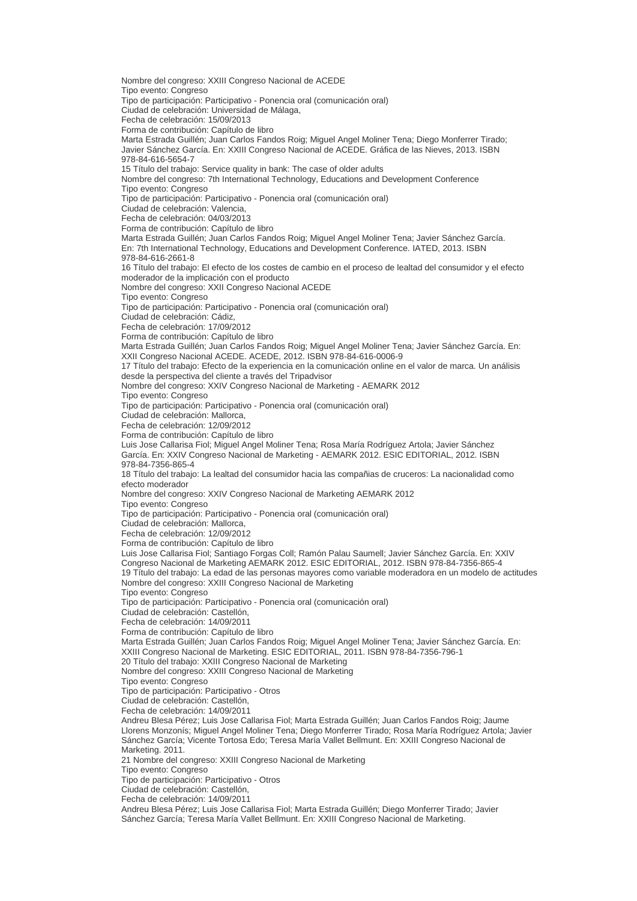Nombre del congreso: XXIII Congreso Nacional de ACEDE
Tipo evento: Congreso
Tipo de participación: Participativo - Ponencia oral (comunicación oral)
Ciudad de celebración: Universidad de Málaga,
Fecha de celebración: 15/09/2013
Forma de contribución: Capítulo de libro
Marta Estrada Guillén; Juan Carlos Fandos Roig; Miguel Angel Moliner Tena; Diego Monferrer Tirado; Javier Sánchez García. En: XXIII Congreso Nacional de ACEDE. Gráfica de las Nieves, 2013. ISBN 978-84-616-5654-7

15 Título del trabajo: Service quality in bank: The case of older adults
Nombre del congreso: 7th International Technology, Educations and Development Conference
Tipo evento: Congreso
Tipo de participación: Participativo - Ponencia oral (comunicación oral)
Ciudad de celebración: Valencia,
Fecha de celebración: 04/03/2013
Forma de contribución: Capítulo de libro
Marta Estrada Guillén; Juan Carlos Fandos Roig; Miguel Angel Moliner Tena; Javier Sánchez García. En: 7th International Technology, Educations and Development Conference. IATED, 2013. ISBN 978-84-616-2661-8

16 Título del trabajo: El efecto de los costes de cambio en el proceso de lealtad del consumidor y el efecto moderador de la implicación con el producto
Nombre del congreso: XXII Congreso Nacional ACEDE
Tipo evento: Congreso
Tipo de participación: Participativo - Ponencia oral (comunicación oral)
Ciudad de celebración: Cádiz,
Fecha de celebración: 17/09/2012
Forma de contribución: Capítulo de libro
Marta Estrada Guillén; Juan Carlos Fandos Roig; Miguel Angel Moliner Tena; Javier Sánchez García. En: XXII Congreso Nacional ACEDE. ACEDE, 2012. ISBN 978-84-616-0006-9

17 Título del trabajo: Efecto de la experiencia en la comunicación online en el valor de marca. Un análisis desde la perspectiva del cliente a través del Tripadvisor
Nombre del congreso: XXIV Congreso Nacional de Marketing - AEMARK 2012
Tipo evento: Congreso
Tipo de participación: Participativo - Ponencia oral (comunicación oral)
Ciudad de celebración: Mallorca,
Fecha de celebración: 12/09/2012
Forma de contribución: Capítulo de libro
Luis Jose Callarisa Fiol; Miguel Angel Moliner Tena; Rosa María Rodríguez Artola; Javier Sánchez García. En: XXIV Congreso Nacional de Marketing - AEMARK 2012. ESIC EDITORIAL, 2012. ISBN 978-84-7356-865-4

18 Título del trabajo: La lealtad del consumidor hacia las compañias de cruceros: La nacionalidad como efecto moderador
Nombre del congreso: XXIV Congreso Nacional de Marketing AEMARK 2012
Tipo evento: Congreso
Tipo de participación: Participativo - Ponencia oral (comunicación oral)
Ciudad de celebración: Mallorca,
Fecha de celebración: 12/09/2012
Forma de contribución: Capítulo de libro
Luis Jose Callarisa Fiol; Santiago Forgas Coll; Ramón Palau Saumell; Javier Sánchez García. En: XXIV Congreso Nacional de Marketing AEMARK 2012. ESIC EDITORIAL, 2012. ISBN 978-84-7356-865-4

19 Título del trabajo: La edad de las personas mayores como variable moderadora en un modelo de actitudes
Nombre del congreso: XXIII Congreso Nacional de Marketing
Tipo evento: Congreso
Tipo de participación: Participativo - Ponencia oral (comunicación oral)
Ciudad de celebración: Castellón,
Fecha de celebración: 14/09/2011
Forma de contribución: Capítulo de libro
Marta Estrada Guillén; Juan Carlos Fandos Roig; Miguel Angel Moliner Tena; Javier Sánchez García. En: XXIII Congreso Nacional de Marketing. ESIC EDITORIAL, 2011. ISBN 978-84-7356-796-1

20 Título del trabajo: XXIII Congreso Nacional de Marketing
Nombre del congreso: XXIII Congreso Nacional de Marketing
Tipo evento: Congreso
Tipo de participación: Participativo - Otros
Ciudad de celebración: Castellón,
Fecha de celebración: 14/09/2011
Andreu Blesa Pérez; Luis Jose Callarisa Fiol; Marta Estrada Guillén; Juan Carlos Fandos Roig; Jaume Llorens Monzonís; Miguel Angel Moliner Tena; Diego Monferrer Tirado; Rosa María Rodríguez Artola; Javier Sánchez García; Vicente Tortosa Edo; Teresa María Vallet Bellmunt. En: XXIII Congreso Nacional de Marketing. 2011.

21 Nombre del congreso: XXIII Congreso Nacional de Marketing
Tipo evento: Congreso
Tipo de participación: Participativo - Otros
Ciudad de celebración: Castellón,
Fecha de celebración: 14/09/2011
Andreu Blesa Pérez; Luis Jose Callarisa Fiol; Marta Estrada Guillén; Diego Monferrer Tirado; Javier Sánchez García; Teresa María Vallet Bellmunt. En: XXIII Congreso Nacional de Marketing.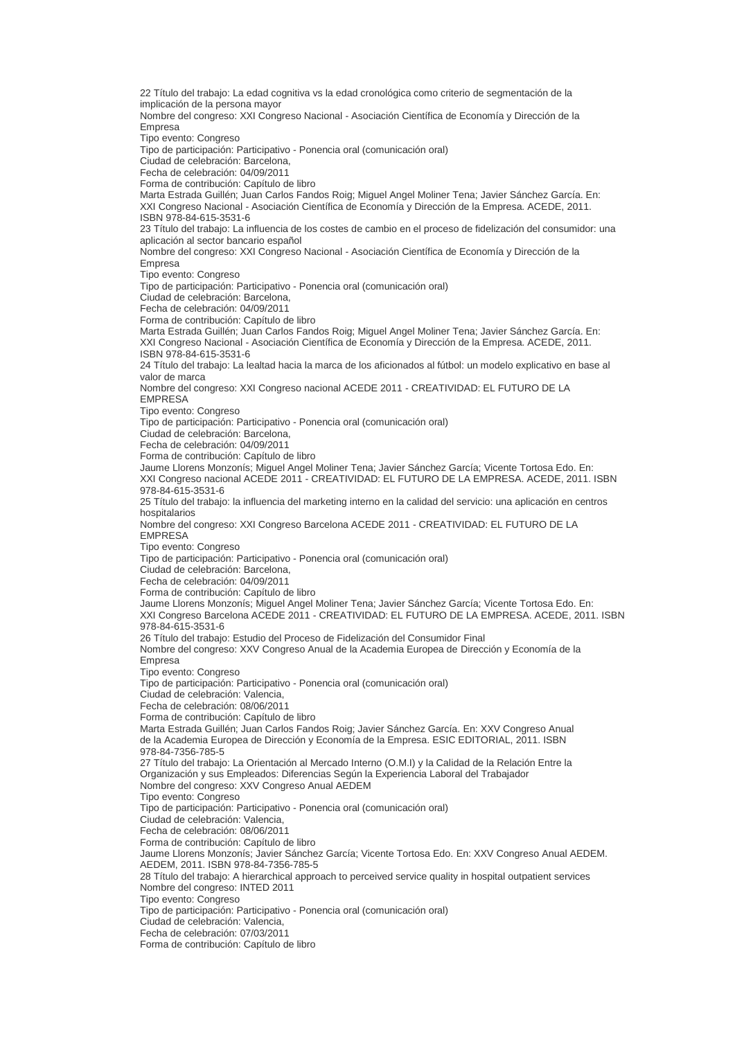22 Título del trabajo: La edad cognitiva vs la edad cronológica como criterio de segmentación de la implicación de la persona mayor
Nombre del congreso: XXI Congreso Nacional - Asociación Científica de Economía y Dirección de la Empresa
Tipo evento: Congreso
Tipo de participación: Participativo - Ponencia oral (comunicación oral)
Ciudad de celebración: Barcelona,
Fecha de celebración: 04/09/2011
Forma de contribución: Capítulo de libro
Marta Estrada Guillén; Juan Carlos Fandos Roig; Miguel Angel Moliner Tena; Javier Sánchez García. En: XXI Congreso Nacional - Asociación Científica de Economía y Dirección de la Empresa. ACEDE, 2011. ISBN 978-84-615-3531-6

23 Título del trabajo: La influencia de los costes de cambio en el proceso de fidelización del consumidor: una aplicación al sector bancario español
Nombre del congreso: XXI Congreso Nacional - Asociación Científica de Economía y Dirección de la Empresa
Tipo evento: Congreso
Tipo de participación: Participativo - Ponencia oral (comunicación oral)
Ciudad de celebración: Barcelona,
Fecha de celebración: 04/09/2011
Forma de contribución: Capítulo de libro
Marta Estrada Guillén; Juan Carlos Fandos Roig; Miguel Angel Moliner Tena; Javier Sánchez García. En: XXI Congreso Nacional - Asociación Científica de Economía y Dirección de la Empresa. ACEDE, 2011. ISBN 978-84-615-3531-6

24 Título del trabajo: La lealtad hacia la marca de los aficionados al fútbol: un modelo explicativo en base al valor de marca
Nombre del congreso: XXI Congreso nacional ACEDE 2011 - CREATIVIDAD: EL FUTURO DE LA EMPRESA
Tipo evento: Congreso
Tipo de participación: Participativo - Ponencia oral (comunicación oral)
Ciudad de celebración: Barcelona,
Fecha de celebración: 04/09/2011
Forma de contribución: Capítulo de libro
Jaume Llorens Monzonís; Miguel Angel Moliner Tena; Javier Sánchez García; Vicente Tortosa Edo. En: XXI Congreso nacional ACEDE 2011 - CREATIVIDAD: EL FUTURO DE LA EMPRESA. ACEDE, 2011. ISBN 978-84-615-3531-6

25 Título del trabajo: la influencia del marketing interno en la calidad del servicio: una aplicación en centros hospitalarios
Nombre del congreso: XXI Congreso Barcelona ACEDE 2011 - CREATIVIDAD: EL FUTURO DE LA EMPRESA
Tipo evento: Congreso
Tipo de participación: Participativo - Ponencia oral (comunicación oral)
Ciudad de celebración: Barcelona,
Fecha de celebración: 04/09/2011
Forma de contribución: Capítulo de libro
Jaume Llorens Monzonís; Miguel Angel Moliner Tena; Javier Sánchez García; Vicente Tortosa Edo. En: XXI Congreso Barcelona ACEDE 2011 - CREATIVIDAD: EL FUTURO DE LA EMPRESA. ACEDE, 2011. ISBN 978-84-615-3531-6

26 Título del trabajo: Estudio del Proceso de Fidelización del Consumidor Final
Nombre del congreso: XXV Congreso Anual de la Academia Europea de Dirección y Economía de la Empresa
Tipo evento: Congreso
Tipo de participación: Participativo - Ponencia oral (comunicación oral)
Ciudad de celebración: Valencia,
Fecha de celebración: 08/06/2011
Forma de contribución: Capítulo de libro
Marta Estrada Guillén; Juan Carlos Fandos Roig; Javier Sánchez García. En: XXV Congreso Anual de la Academia Europea de Dirección y Economía de la Empresa. ESIC EDITORIAL, 2011. ISBN 978-84-7356-785-5

27 Título del trabajo: La Orientación al Mercado Interno (O.M.I) y la Calidad de la Relación Entre la Organización y sus Empleados: Diferencias Según la Experiencia Laboral del Trabajador
Nombre del congreso: XXV Congreso Anual AEDEM
Tipo evento: Congreso
Tipo de participación: Participativo - Ponencia oral (comunicación oral)
Ciudad de celebración: Valencia,
Fecha de celebración: 08/06/2011
Forma de contribución: Capítulo de libro
Jaume Llorens Monzonís; Javier Sánchez García; Vicente Tortosa Edo. En: XXV Congreso Anual AEDEM. AEDEM, 2011. ISBN 978-84-7356-785-5

28 Título del trabajo: A hierarchical approach to perceived service quality in hospital outpatient services
Nombre del congreso: INTED 2011
Tipo evento: Congreso
Tipo de participación: Participativo - Ponencia oral (comunicación oral)
Ciudad de celebración: Valencia,
Fecha de celebración: 07/03/2011
Forma de contribución: Capítulo de libro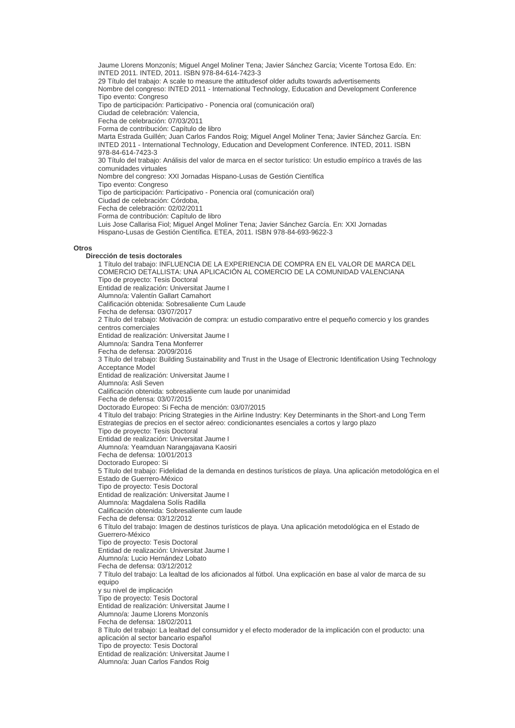Jaume Llorens Monzonís; Miguel Angel Moliner Tena; Javier Sánchez García; Vicente Tortosa Edo. En: INTED 2011. INTED, 2011. ISBN 978-84-614-7423-3

29 Título del trabajo: A scale to measure the attitudesof older adults towards advertisements
Nombre del congreso: INTED 2011 - International Technology, Education and Development Conference
Tipo evento: Congreso
Tipo de participación: Participativo - Ponencia oral (comunicación oral)
Ciudad de celebración: Valencia,
Fecha de celebración: 07/03/2011
Forma de contribución: Capítulo de libro
Marta Estrada Guillén; Juan Carlos Fandos Roig; Miguel Angel Moliner Tena; Javier Sánchez García. En: INTED 2011 - International Technology, Education and Development Conference. INTED, 2011. ISBN 978-84-614-7423-3

30 Título del trabajo: Análisis del valor de marca en el sector turístico: Un estudio empírico a través de las comunidades virtuales
Nombre del congreso: XXI Jornadas Hispano-Lusas de Gestión Científica
Tipo evento: Congreso
Tipo de participación: Participativo - Ponencia oral (comunicación oral)
Ciudad de celebración: Córdoba,
Fecha de celebración: 02/02/2011
Forma de contribución: Capítulo de libro
Luis Jose Callarisa Fiol; Miguel Angel Moliner Tena; Javier Sánchez García. En: XXI Jornadas Hispano-Lusas de Gestión Científica. ETEA, 2011. ISBN 978-84-693-9622-3

**Otros**

**Dirección de tesis doctorales**

1 Título del trabajo: INFLUENCIA DE LA EXPERIENCIA DE COMPRA EN EL VALOR DE MARCA DEL COMERCIO DETALLISTA: UNA APLICACIÓN AL COMERCIO DE LA COMUNIDAD VALENCIANA
Tipo de proyecto: Tesis Doctoral
Entidad de realización: Universitat Jaume I
Alumno/a: Valentín Gallart Camahort
Calificación obtenida: Sobresaliente Cum Laude
Fecha de defensa: 03/07/2017

2 Título del trabajo: Motivación de compra: un estudio comparativo entre el pequeño comercio y los grandes centros comerciales
Entidad de realización: Universitat Jaume I
Alumno/a: Sandra Tena Monferrer
Fecha de defensa: 20/09/2016

3 Título del trabajo: Building Sustainability and Trust in the Usage of Electronic Identification Using Technology Acceptance Model
Entidad de realización: Universitat Jaume I
Alumno/a: Asli Seven
Calificación obtenida: sobresaliente cum laude por unanimidad
Fecha de defensa: 03/07/2015
Doctorado Europeo: Si Fecha de mención: 03/07/2015

4 Título del trabajo: Pricing Strategies in the Airline Industry: Key Determinants in the Short-and Long Term Estrategias de precios en el sector aéreo: condicionantes esenciales a cortos y largo plazo
Tipo de proyecto: Tesis Doctoral
Entidad de realización: Universitat Jaume I
Alumno/a: Yeamduan Narangajavana Kaosiri
Fecha de defensa: 10/01/2013
Doctorado Europeo: Si

5 Título del trabajo: Fidelidad de la demanda en destinos turísticos de playa. Una aplicación metodológica en el Estado de Guerrero-México
Tipo de proyecto: Tesis Doctoral
Entidad de realización: Universitat Jaume I
Alumno/a: Magdalena Solís Radilla
Calificación obtenida: Sobresaliente cum laude
Fecha de defensa: 03/12/2012

6 Título del trabajo: Imagen de destinos turísticos de playa. Una aplicación metodológica en el Estado de Guerrero-México
Tipo de proyecto: Tesis Doctoral
Entidad de realización: Universitat Jaume I
Alumno/a: Lucio Hernández Lobato
Fecha de defensa: 03/12/2012

7 Título del trabajo: La lealtad de los aficionados al fútbol. Una explicación en base al valor de marca de su equipo
y su nivel de implicación
Tipo de proyecto: Tesis Doctoral
Entidad de realización: Universitat Jaume I
Alumno/a: Jaume Llorens Monzonís
Fecha de defensa: 18/02/2011

8 Título del trabajo: La lealtad del consumidor y el efecto moderador de la implicación con el producto: una aplicación al sector bancario español
Tipo de proyecto: Tesis Doctoral
Entidad de realización: Universitat Jaume I
Alumno/a: Juan Carlos Fandos Roig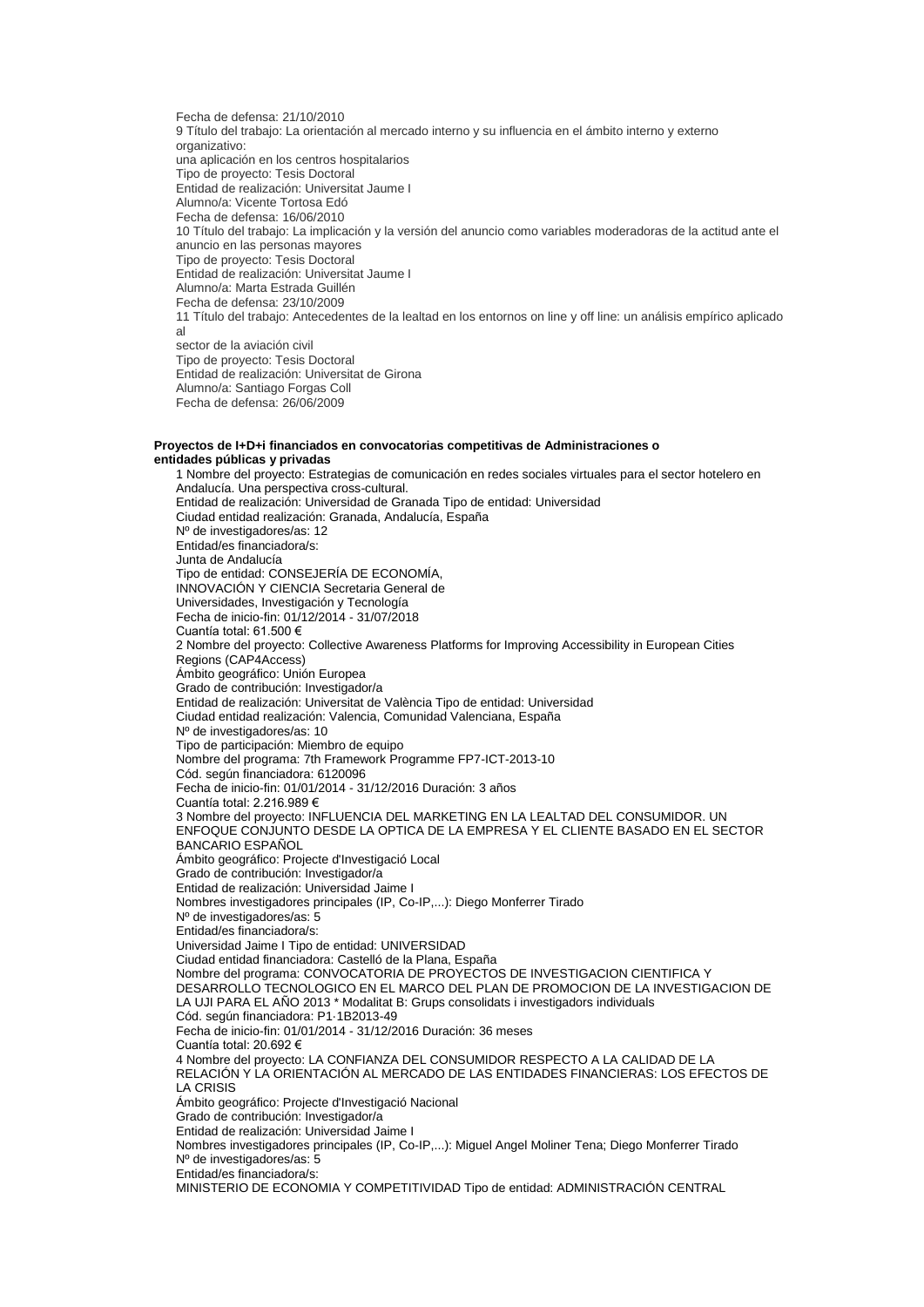Fecha de defensa: 21/10/2010

9 Título del trabajo: La orientación al mercado interno y su influencia en el ámbito interno y externo organizativo:
una aplicación en los centros hospitalarios
Tipo de proyecto: Tesis Doctoral
Entidad de realización: Universitat Jaume I
Alumno/a: Vicente Tortosa Edó
Fecha de defensa: 16/06/2010

10 Título del trabajo: La implicación y la versión del anuncio como variables moderadoras de la actitud ante el anuncio en las personas mayores
Tipo de proyecto: Tesis Doctoral
Entidad de realización: Universitat Jaume I
Alumno/a: Marta Estrada Guillén
Fecha de defensa: 23/10/2009

11 Título del trabajo: Antecedentes de la lealtad en los entornos on line y off line: un análisis empírico aplicado al
sector de la aviación civil
Tipo de proyecto: Tesis Doctoral
Entidad de realización: Universitat de Girona
Alumno/a: Santiago Forgas Coll
Fecha de defensa: 26/06/2009

**Proyectos de I+D+i financiados en convocatorias competitivas de Administraciones o entidades públicas y privadas**

1 Nombre del proyecto: Estrategias de comunicación en redes sociales virtuales para el sector hotelero en Andalucía. Una perspectiva cross-cultural.
Entidad de realización: Universidad de Granada Tipo de entidad: Universidad
Ciudad entidad realización: Granada, Andalucía, España
Nº de investigadores/as: 12
Entidad/es financiadora/s:
Junta de Andalucía
Tipo de entidad: CONSEJERÍA DE ECONOMÍA, INNOVACIÓN Y CIENCIA Secretaria General de Universidades, Investigación y Tecnología
Fecha de inicio-fin: 01/12/2014 - 31/07/2018
Cuantía total: 61.500 €

2 Nombre del proyecto: Collective Awareness Platforms for Improving Accessibility in European Cities Regions (CAP4Access)
Ámbito geográfico: Unión Europea
Grado de contribución: Investigador/a
Entidad de realización: Universitat de València Tipo de entidad: Universidad
Ciudad entidad realización: Valencia, Comunidad Valenciana, España
Nº de investigadores/as: 10
Tipo de participación: Miembro de equipo
Nombre del programa: 7th Framework Programme FP7-ICT-2013-10
Cód. según financiadora: 6120096
Fecha de inicio-fin: 01/01/2014 - 31/12/2016 Duración: 3 años
Cuantía total: 2.216.989 €

3 Nombre del proyecto: INFLUENCIA DEL MARKETING EN LA LEALTAD DEL CONSUMIDOR. UN ENFOQUE CONJUNTO DESDE LA OPTICA DE LA EMPRESA Y EL CLIENTE BASADO EN EL SECTOR BANCARIO ESPAÑOL
Ámbito geográfico: Projecte d'Investigació Local
Grado de contribución: Investigador/a
Entidad de realización: Universidad Jaime I
Nombres investigadores principales (IP, Co-IP,...): Diego Monferrer Tirado
Nº de investigadores/as: 5
Entidad/es financiadora/s:
Universidad Jaime I Tipo de entidad: UNIVERSIDAD
Ciudad entidad financiadora: Castelló de la Plana, España
Nombre del programa: CONVOCATORIA DE PROYECTOS DE INVESTIGACION CIENTIFICA Y DESARROLLO TECNOLOGICO EN EL MARCO DEL PLAN DE PROMOCION DE LA INVESTIGACION DE LA UJI PARA EL AÑO 2013 * Modalitat B: Grups consolidats i investigadors individuals
Cód. según financiadora: P1·1B2013-49
Fecha de inicio-fin: 01/01/2014 - 31/12/2016 Duración: 36 meses
Cuantía total: 20.692 €

4 Nombre del proyecto: LA CONFIANZA DEL CONSUMIDOR RESPECTO A LA CALIDAD DE LA RELACIÓN Y LA ORIENTACIÓN AL MERCADO DE LAS ENTIDADES FINANCIERAS: LOS EFECTOS DE LA CRISIS
Ámbito geográfico: Projecte d'Investigació Nacional
Grado de contribución: Investigador/a
Entidad de realización: Universidad Jaime I
Nombres investigadores principales (IP, Co-IP,...): Miguel Angel Moliner Tena; Diego Monferrer Tirado
Nº de investigadores/as: 5
Entidad/es financiadora/s:
MINISTERIO DE ECONOMIA Y COMPETITIVIDAD Tipo de entidad: ADMINISTRACIÓN CENTRAL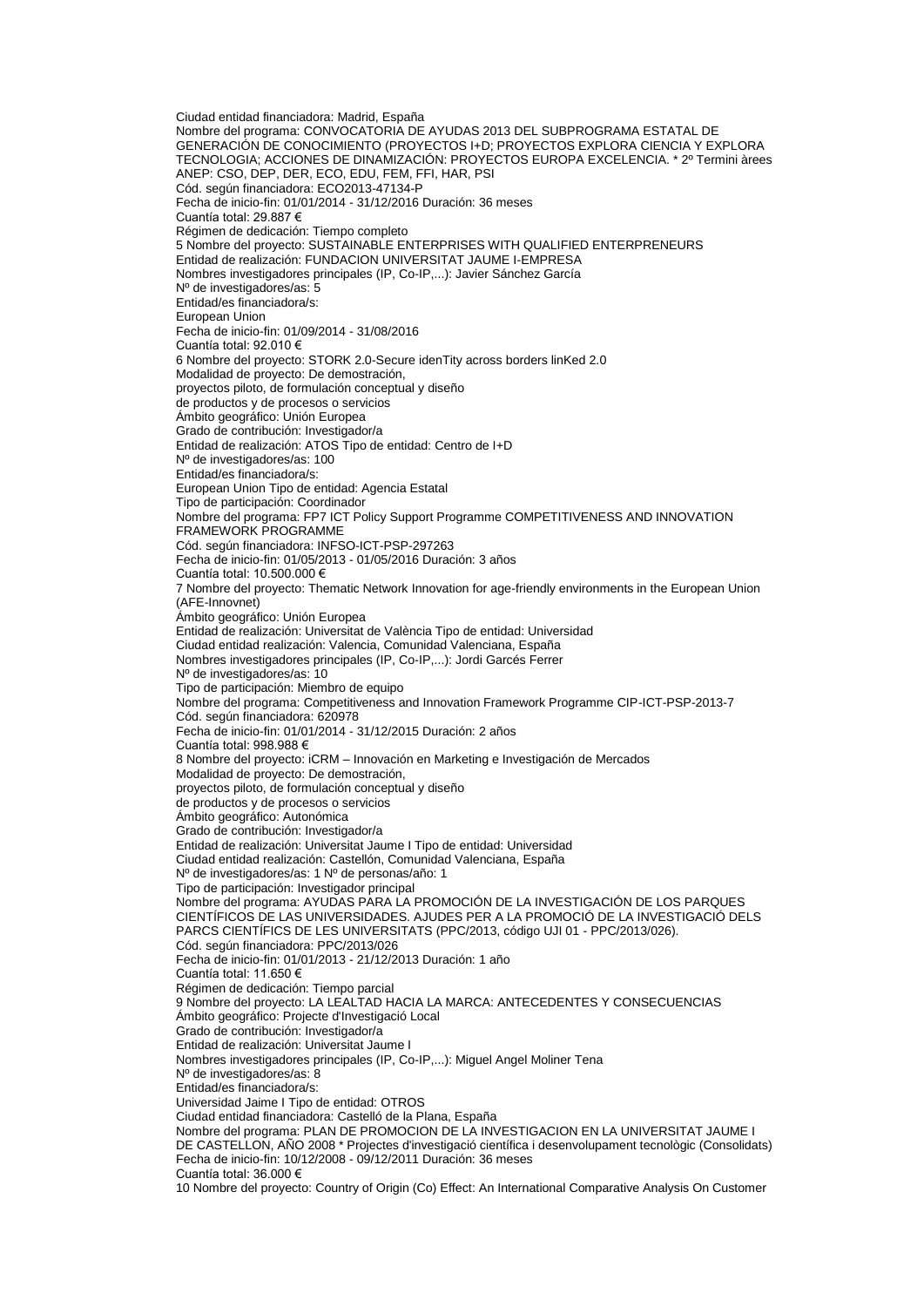Ciudad entidad financiadora: Madrid, España
Nombre del programa: CONVOCATORIA DE AYUDAS 2013 DEL SUBPROGRAMA ESTATAL DE GENERACIÓN DE CONOCIMIENTO (PROYECTOS I+D; PROYECTOS EXPLORA CIENCIA Y EXPLORA TECNOLOGIA; ACCIONES DE DINAMIZACIÓN: PROYECTOS EUROPA EXCELENCIA. * 2º Termini àrees ANEP: CSO, DEP, DER, ECO, EDU, FEM, FFI, HAR, PSI
Cód. según financiadora: ECO2013-47134-P
Fecha de inicio-fin: 01/01/2014 - 31/12/2016 Duración: 36 meses
Cuantía total: 29.887 €
Régimen de dedicación: Tiempo completo

5 Nombre del proyecto: SUSTAINABLE ENTERPRISES WITH QUALIFIED ENTERPRENEURS
Entidad de realización: FUNDACION UNIVERSITAT JAUME I-EMPRESA
Nombres investigadores principales (IP, Co-IP,...): Javier Sánchez García
Nº de investigadores/as: 5
Entidad/es financiadora/s:
European Union
Fecha de inicio-fin: 01/09/2014 - 31/08/2016
Cuantía total: 92.010 €

6 Nombre del proyecto: STORK 2.0-Secure idenTity across borders linKed 2.0
Modalidad de proyecto: De demostración,
proyectos piloto, de formulación conceptual y diseño
de productos y de procesos o servicios
Ámbito geográfico: Unión Europea
Grado de contribución: Investigador/a
Entidad de realización: ATOS Tipo de entidad: Centro de I+D
Nº de investigadores/as: 100
Entidad/es financiadora/s:
European Union Tipo de entidad: Agencia Estatal
Tipo de participación: Coordinador
Nombre del programa: FP7 ICT Policy Support Programme COMPETITIVENESS AND INNOVATION FRAMEWORK PROGRAMME
Cód. según financiadora: INFSO-ICT-PSP-297263
Fecha de inicio-fin: 01/05/2013 - 01/05/2016 Duración: 3 años
Cuantía total: 10.500.000 €

7 Nombre del proyecto: Thematic Network Innovation for age-friendly environments in the European Union (AFE-Innovnet)
Ámbito geográfico: Unión Europea
Entidad de realización: Universitat de València Tipo de entidad: Universidad
Ciudad entidad realización: Valencia, Comunidad Valenciana, España
Nombres investigadores principales (IP, Co-IP,...): Jordi Garcés Ferrer
Nº de investigadores/as: 10
Tipo de participación: Miembro de equipo
Nombre del programa: Competitiveness and Innovation Framework Programme CIP-ICT-PSP-2013-7
Cód. según financiadora: 620978
Fecha de inicio-fin: 01/01/2014 - 31/12/2015 Duración: 2 años
Cuantía total: 998.988 €

8 Nombre del proyecto: iCRM – Innovación en Marketing e Investigación de Mercados
Modalidad de proyecto: De demostración,
proyectos piloto, de formulación conceptual y diseño
de productos y de procesos o servicios
Ámbito geográfico: Autonómica
Grado de contribución: Investigador/a
Entidad de realización: Universitat Jaume I Tipo de entidad: Universidad
Ciudad entidad realización: Castellón, Comunidad Valenciana, España
Nº de investigadores/as: 1 Nº de personas/año: 1
Tipo de participación: Investigador principal
Nombre del programa: AYUDAS PARA LA PROMOCIÓN DE LA INVESTIGACIÓN DE LOS PARQUES CIENTÍFICOS DE LAS UNIVERSIDADES. AJUDES PER A LA PROMOCIÓ DE LA INVESTIGACIÓ DELS PARCS CIENTÍFICS DE LES UNIVERSITATS (PPC/2013, código UJI 01 - PPC/2013/026).
Cód. según financiadora: PPC/2013/026
Fecha de inicio-fin: 01/01/2013 - 21/12/2013 Duración: 1 año
Cuantía total: 11.650 €
Régimen de dedicación: Tiempo parcial

9 Nombre del proyecto: LA LEALTAD HACIA LA MARCA: ANTECEDENTES Y CONSECUENCIAS
Ámbito geográfico: Projecte d'Investigació Local
Grado de contribución: Investigador/a
Entidad de realización: Universitat Jaume I
Nombres investigadores principales (IP, Co-IP,...): Miguel Angel Moliner Tena
Nº de investigadores/as: 8
Entidad/es financiadora/s:
Universidad Jaime I Tipo de entidad: OTROS
Ciudad entidad financiadora: Castelló de la Plana, España
Nombre del programa: PLAN DE PROMOCION DE LA INVESTIGACION EN LA UNIVERSITAT JAUME I DE CASTELLON, AÑO 2008 * Projectes d'investigació científica i desenvolupament tecnològic (Consolidats)
Fecha de inicio-fin: 10/12/2008 - 09/12/2011 Duración: 36 meses
Cuantía total: 36.000 €

10 Nombre del proyecto: Country of Origin (Co) Effect: An International Comparative Analysis On Customer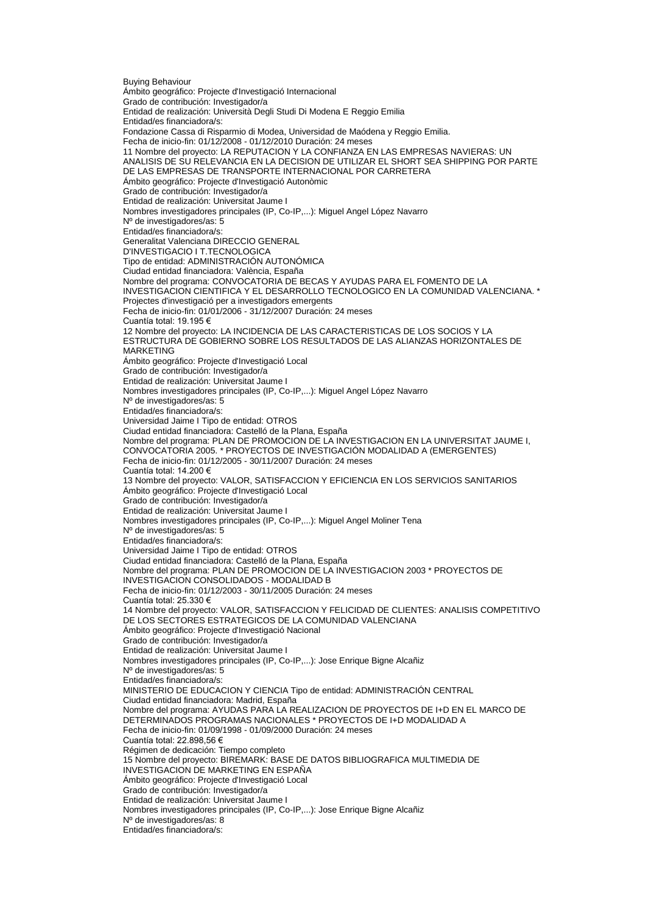Buying Behaviour
Ámbito geográfico: Projecte d'Investigació Internacional
Grado de contribución: Investigador/a
Entidad de realización: Università Degli Studi Di Modena E Reggio Emilia
Entidad/es financiadora/s:
Fondazione Cassa di Risparmio di Modea, Universidad de Maódena y Reggio Emilia.
Fecha de inicio-fin: 01/12/2008 - 01/12/2010 Duración: 24 meses

11 Nombre del proyecto: LA REPUTACION Y LA CONFIANZA EN LAS EMPRESAS NAVIERAS: UN ANALISIS DE SU RELEVANCIA EN LA DECISION DE UTILIZAR EL SHORT SEA SHIPPING POR PARTE DE LAS EMPRESAS DE TRANSPORTE INTERNACIONAL POR CARRETERA
Ámbito geográfico: Projecte d'Investigació Autonòmic
Grado de contribución: Investigador/a
Entidad de realización: Universitat Jaume I
Nombres investigadores principales (IP, Co-IP,...): Miguel Angel López Navarro
Nº de investigadores/as: 5
Entidad/es financiadora/s:
Generalitat Valenciana DIRECCIO GENERAL D'INVESTIGACIO I T.TECNOLOGICA
Tipo de entidad: ADMINISTRACIÓN AUTONÓMICA
Ciudad entidad financiadora: València, España
Nombre del programa: CONVOCATORIA DE BECAS Y AYUDAS PARA EL FOMENTO DE LA INVESTIGACION CIENTIFICA Y EL DESARROLLO TECNOLOGICO EN LA COMUNIDAD VALENCIANA. * Projectes d'investigació per a investigadors emergents
Fecha de inicio-fin: 01/01/2006 - 31/12/2007 Duración: 24 meses
Cuantía total: 19.195 €

12 Nombre del proyecto: LA INCIDENCIA DE LAS CARACTERISTICAS DE LOS SOCIOS Y LA ESTRUCTURA DE GOBIERNO SOBRE LOS RESULTADOS DE LAS ALIANZAS HORIZONTALES DE MARKETING
Ámbito geográfico: Projecte d'Investigació Local
Grado de contribución: Investigador/a
Entidad de realización: Universitat Jaume I
Nombres investigadores principales (IP, Co-IP,...): Miguel Angel López Navarro
Nº de investigadores/as: 5
Entidad/es financiadora/s:
Universidad Jaime I Tipo de entidad: OTROS
Ciudad entidad financiadora: Castelló de la Plana, España
Nombre del programa: PLAN DE PROMOCION DE LA INVESTIGACION EN LA UNIVERSITAT JAUME I, CONVOCATORIA 2005. * PROYECTOS DE INVESTIGACIÓN MODALIDAD A (EMERGENTES)
Fecha de inicio-fin: 01/12/2005 - 30/11/2007 Duración: 24 meses
Cuantía total: 14.200 €

13 Nombre del proyecto: VALOR, SATISFACCION Y EFICIENCIA EN LOS SERVICIOS SANITARIOS
Ámbito geográfico: Projecte d'Investigació Local
Grado de contribución: Investigador/a
Entidad de realización: Universitat Jaume I
Nombres investigadores principales (IP, Co-IP,...): Miguel Angel Moliner Tena
Nº de investigadores/as: 5
Entidad/es financiadora/s:
Universidad Jaime I Tipo de entidad: OTROS
Ciudad entidad financiadora: Castelló de la Plana, España
Nombre del programa: PLAN DE PROMOCION DE LA INVESTIGACION 2003 * PROYECTOS DE INVESTIGACION CONSOLIDADOS - MODALIDAD B
Fecha de inicio-fin: 01/12/2003 - 30/11/2005 Duración: 24 meses
Cuantía total: 25.330 €

14 Nombre del proyecto: VALOR, SATISFACCION Y FELICIDAD DE CLIENTES: ANALISIS COMPETITIVO DE LOS SECTORES ESTRATEGICOS DE LA COMUNIDAD VALENCIANA
Ámbito geográfico: Projecte d'Investigació Nacional
Grado de contribución: Investigador/a
Entidad de realización: Universitat Jaume I
Nombres investigadores principales (IP, Co-IP,...): Jose Enrique Bigne Alcañiz
Nº de investigadores/as: 5
Entidad/es financiadora/s:
MINISTERIO DE EDUCACION Y CIENCIA Tipo de entidad: ADMINISTRACIÓN CENTRAL
Ciudad entidad financiadora: Madrid, España
Nombre del programa: AYUDAS PARA LA REALIZACION DE PROYECTOS DE I+D EN EL MARCO DE DETERMINADOS PROGRAMAS NACIONALES * PROYECTOS DE I+D MODALIDAD A
Fecha de inicio-fin: 01/09/1998 - 01/09/2000 Duración: 24 meses
Cuantía total: 22.898,56 €
Régimen de dedicación: Tiempo completo

15 Nombre del proyecto: BIREMARK: BASE DE DATOS BIBLIOGRAFICA MULTIMEDIA DE INVESTIGACION DE MARKETING EN ESPAÑA
Ámbito geográfico: Projecte d'Investigació Local
Grado de contribución: Investigador/a
Entidad de realización: Universitat Jaume I
Nombres investigadores principales (IP, Co-IP,...): Jose Enrique Bigne Alcañiz
Nº de investigadores/as: 8
Entidad/es financiadora/s: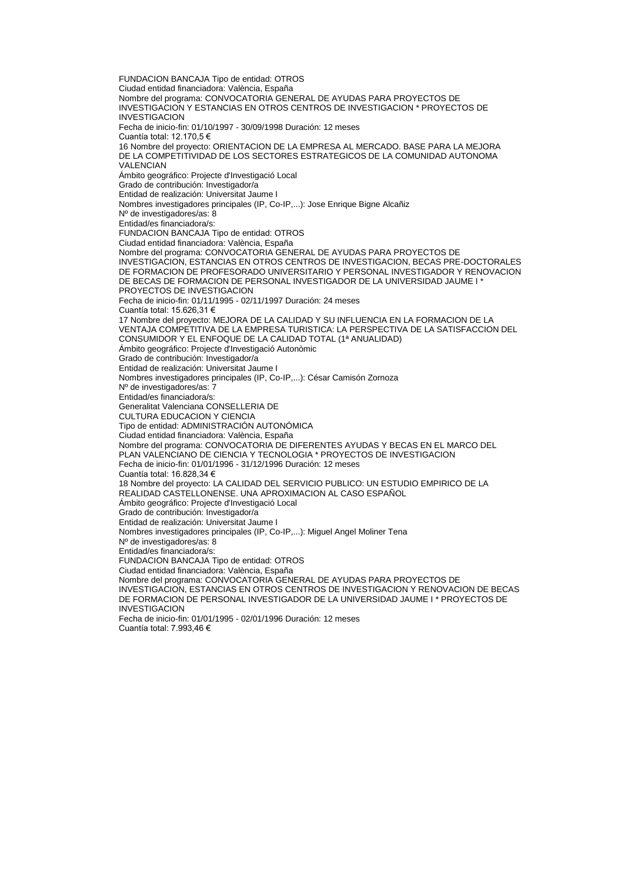FUNDACION BANCAJA Tipo de entidad: OTROS
Ciudad entidad financiadora: València, España
Nombre del programa: CONVOCATORIA GENERAL DE AYUDAS PARA PROYECTOS DE INVESTIGACION Y ESTANCIAS EN OTROS CENTROS DE INVESTIGACION * PROYECTOS DE INVESTIGACION
Fecha de inicio-fin: 01/10/1997 - 30/09/1998 Duración: 12 meses
Cuantía total: 12.170,5 €

16 Nombre del proyecto: ORIENTACION DE LA EMPRESA AL MERCADO. BASE PARA LA MEJORA DE LA COMPETITIVIDAD DE LOS SECTORES ESTRATEGICOS DE LA COMUNIDAD AUTONOMA VALENCIAN
Ámbito geográfico: Projecte d'Investigació Local
Grado de contribución: Investigador/a
Entidad de realización: Universitat Jaume I
Nombres investigadores principales (IP, Co-IP,...): Jose Enrique Bigne Alcañiz
Nº de investigadores/as: 8
Entidad/es financiadora/s:
FUNDACION BANCAJA Tipo de entidad: OTROS
Ciudad entidad financiadora: València, España
Nombre del programa: CONVOCATORIA GENERAL DE AYUDAS PARA PROYECTOS DE INVESTIGACION, ESTANCIAS EN OTROS CENTROS DE INVESTIGACION, BECAS PRE-DOCTORALES DE FORMACION DE PROFESORADO UNIVERSITARIO Y PERSONAL INVESTIGADOR Y RENOVACION DE BECAS DE FORMACION DE PERSONAL INVESTIGADOR DE LA UNIVERSIDAD JAUME I * PROYECTOS DE INVESTIGACION
Fecha de inicio-fin: 01/11/1995 - 02/11/1997 Duración: 24 meses
Cuantía total: 15.626,31 €

17 Nombre del proyecto: MEJORA DE LA CALIDAD Y SU INFLUENCIA EN LA FORMACION DE LA VENTAJA COMPETITIVA DE LA EMPRESA TURISTICA: LA PERSPECTIVA DE LA SATISFACCION DEL CONSUMIDOR Y EL ENFOQUE DE LA CALIDAD TOTAL (1ª ANUALIDAD)
Ámbito geográfico: Projecte d'Investigació Autonòmic
Grado de contribución: Investigador/a
Entidad de realización: Universitat Jaume I
Nombres investigadores principales (IP, Co-IP,...): César Camisón Zornoza
Nº de investigadores/as: 7
Entidad/es financiadora/s:
Generalitat Valenciana CONSELLERIA DE CULTURA EDUCACION Y CIENCIA
Tipo de entidad: ADMINISTRACIÓN AUTONÓMICA
Ciudad entidad financiadora: València, España
Nombre del programa: CONVOCATORIA DE DIFERENTES AYUDAS Y BECAS EN EL MARCO DEL PLAN VALENCIANO DE CIENCIA Y TECNOLOGIA * PROYECTOS DE INVESTIGACION
Fecha de inicio-fin: 01/01/1996 - 31/12/1996 Duración: 12 meses
Cuantía total: 16.828,34 €

18 Nombre del proyecto: LA CALIDAD DEL SERVICIO PUBLICO: UN ESTUDIO EMPIRICO DE LA REALIDAD CASTELLONENSE. UNA APROXIMACION AL CASO ESPAÑOL
Ámbito geográfico: Projecte d'Investigació Local
Grado de contribución: Investigador/a
Entidad de realización: Universitat Jaume I
Nombres investigadores principales (IP, Co-IP,...): Miguel Angel Moliner Tena
Nº de investigadores/as: 8
Entidad/es financiadora/s:
FUNDACION BANCAJA Tipo de entidad: OTROS
Ciudad entidad financiadora: València, España
Nombre del programa: CONVOCATORIA GENERAL DE AYUDAS PARA PROYECTOS DE INVESTIGACION, ESTANCIAS EN OTROS CENTROS DE INVESTIGACION Y RENOVACION DE BECAS DE FORMACION DE PERSONAL INVESTIGADOR DE LA UNIVERSIDAD JAUME I * PROYECTOS DE INVESTIGACION
Fecha de inicio-fin: 01/01/1995 - 02/01/1996 Duración: 12 meses
Cuantía total: 7.993,46 €